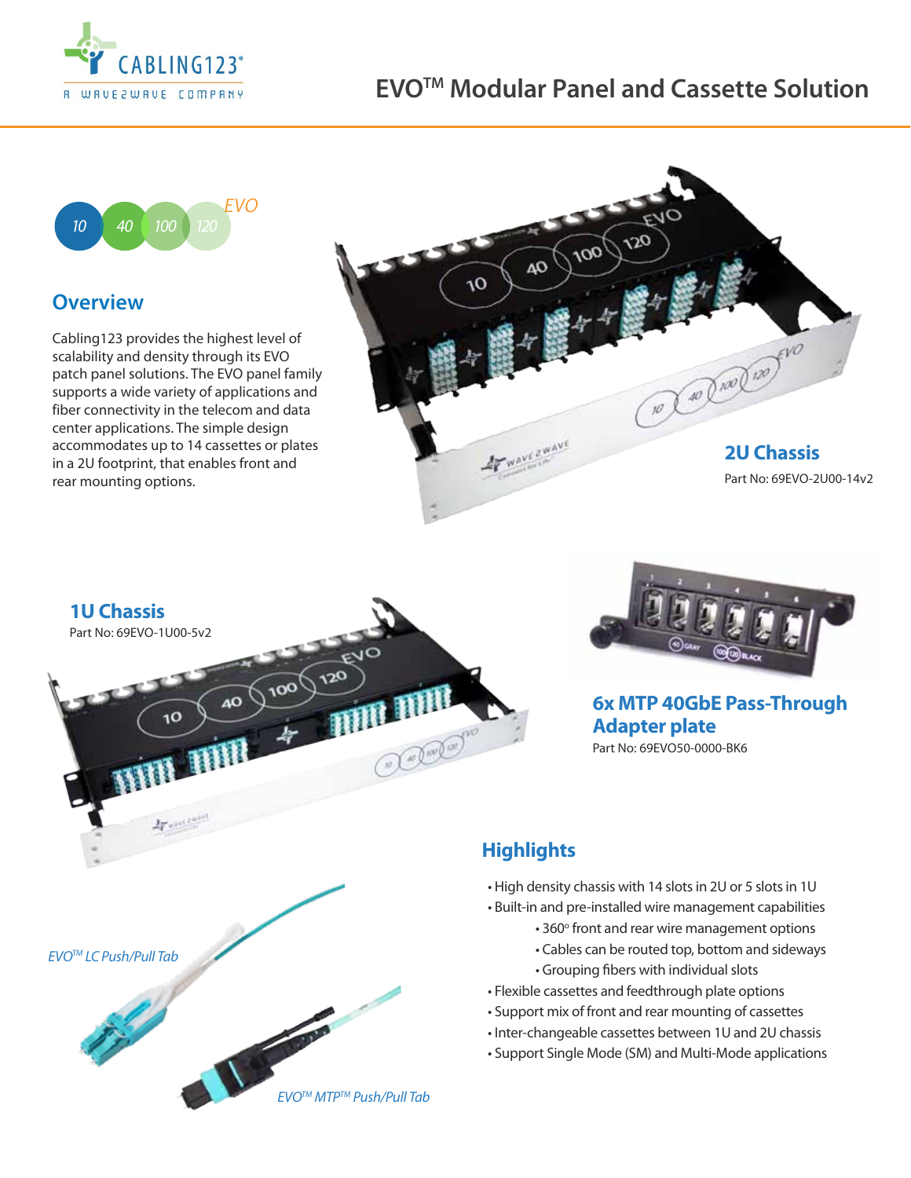# EVO™ Modular Panel and Cassette Solution

## Overview

Cabling123 provides the highest level of scalability and density through its EVO patch panel solutions. The EVO panel family supports a wide variety of applications and fiber connectivity in the telecom and data center applications. The simple design accommodates up to 14 cassettes or plates in a 2U footprint, that enables front and rear mounting options.

### 2U Chassis

Part No: 69EVO-2U00-14v2

### 1U Chassis

Part No: 69EVO-1U00-5v2

### 6x MTP 40GbE Pass-Through Adapter plate

Part No: 69EVO50-0000-BK6

*EVO™ LC Push/Pull Tab*

*EVO™ MTP™ Push/Pull Tab*

## Highlights

- High density chassis with 14 slots in 2U or 5 slots in 1U
- Built-in and pre-installed wire management capabilities
  - 360° front and rear wire management options
  - Cables can be routed top, bottom and sideways
  - Grouping fibers with individual slots
- Flexible cassettes and feedthrough plate options
- Support mix of front and rear mounting of cassettes
- Inter-changeable cassettes between 1U and 2U chassis
- Support Single Mode (SM) and Multi-Mode applications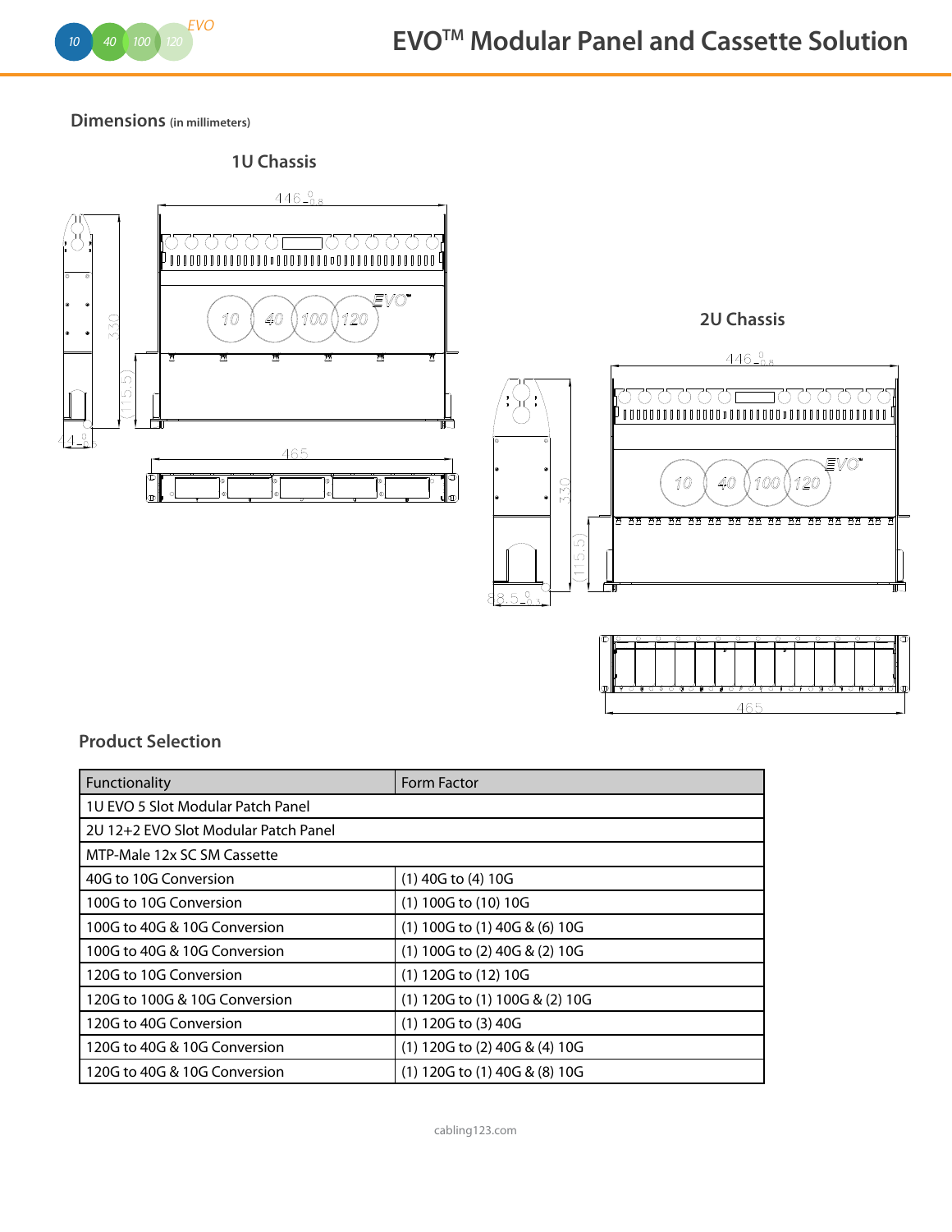## Dimensions (in millimeters)

### 1U Chassis

$446_{-0.8}^{0}$

330

(115.5)

$44_{-0.5}^{0}$

465

### 2U Chassis

$446_{-0.8}^{0}$

330

(115.5)

$88.5_{-0.5}^{0}$

465

## Product Selection

| Functionality | Form Factor |
|---|---|
| 1U EVO 5 Slot Modular Patch Panel | |
| 2U 12+2 EVO Slot Modular Patch Panel | |
| MTP-Male 12x SC SM Cassette | |
| 40G to 10G Conversion | (1) 40G to (4) 10G |
| 100G to 10G Conversion | (1) 100G to (10) 10G |
| 100G to 40G & 10G Conversion | (1) 100G to (1) 40G & (6) 10G |
| 100G to 40G & 10G Conversion | (1) 100G to (2) 40G & (2) 10G |
| 120G to 10G Conversion | (1) 120G to (12) 10G |
| 120G to 100G & 10G Conversion | (1) 120G to (1) 100G & (2) 10G |
| 120G to 40G Conversion | (1) 120G to (3) 40G |
| 120G to 40G & 10G Conversion | (1) 120G to (2) 40G & (4) 10G |
| 120G to 40G & 10G Conversion | (1) 120G to (1) 40G & (8) 10G |

cabling123.com